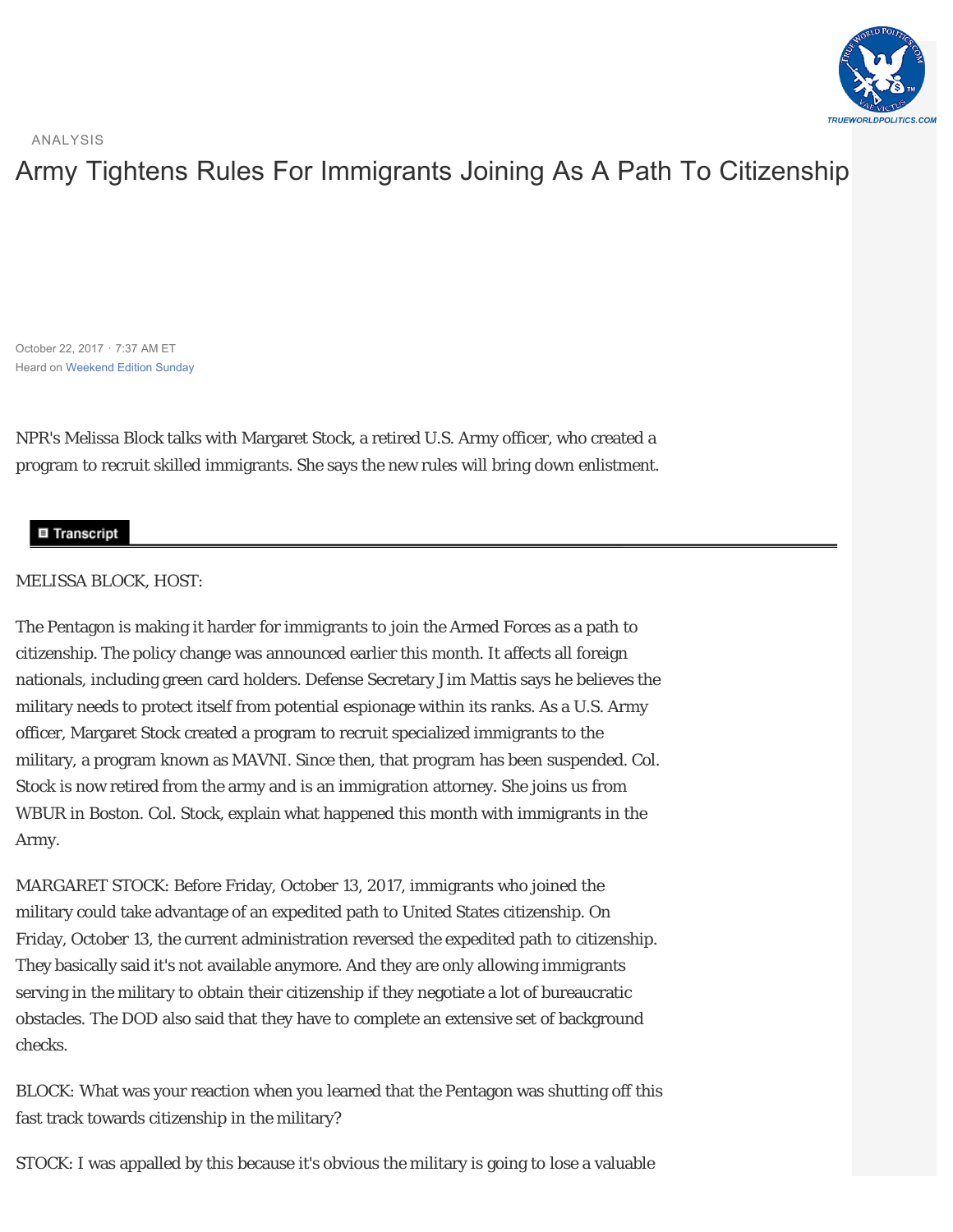ANALYSIS

# Army Tightens Rules For Immigrants Joining As A Path To Citizenship

October 22, 2017 · 7:37 AM ET
Heard on Weekend Edition Sunday

NPR's Melissa Block talks with Margaret Stock, a retired U.S. Army officer, who created a program to recruit skilled immigrants. She says the new rules will bring down enlistment.

**Transcript**

MELISSA BLOCK, HOST:

The Pentagon is making it harder for immigrants to join the Armed Forces as a path to citizenship. The policy change was announced earlier this month. It affects all foreign nationals, including green card holders. Defense Secretary Jim Mattis says he believes the military needs to protect itself from potential espionage within its ranks. As a U.S. Army officer, Margaret Stock created a program to recruit specialized immigrants to the military, a program known as MAVNI. Since then, that program has been suspended. Col. Stock is now retired from the army and is an immigration attorney. She joins us from WBUR in Boston. Col. Stock, explain what happened this month with immigrants in the Army.

MARGARET STOCK: Before Friday, October 13, 2017, immigrants who joined the military could take advantage of an expedited path to United States citizenship. On Friday, October 13, the current administration reversed the expedited path to citizenship. They basically said it's not available anymore. And they are only allowing immigrants serving in the military to obtain their citizenship if they negotiate a lot of bureaucratic obstacles. The DOD also said that they have to complete an extensive set of background checks.

BLOCK: What was your reaction when you learned that the Pentagon was shutting off this fast track towards citizenship in the military?

STOCK: I was appalled by this because it's obvious the military is going to lose a valuable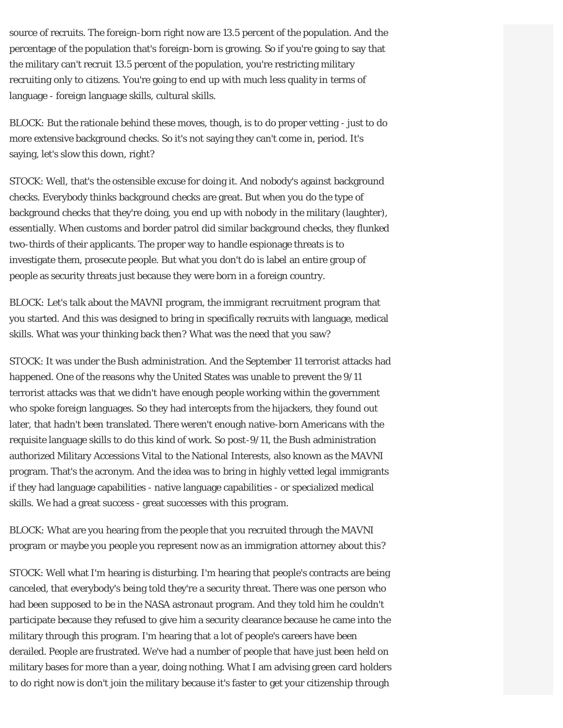source of recruits. The foreign-born right now are 13.5 percent of the population. And the percentage of the population that's foreign-born is growing. So if you're going to say that the military can't recruit 13.5 percent of the population, you're restricting military recruiting only to citizens. You're going to end up with much less quality in terms of language - foreign language skills, cultural skills.

BLOCK: But the rationale behind these moves, though, is to do proper vetting - just to do more extensive background checks. So it's not saying they can't come in, period. It's saying, let's slow this down, right?

STOCK: Well, that's the ostensible excuse for doing it. And nobody's against background checks. Everybody thinks background checks are great. But when you do the type of background checks that they're doing, you end up with nobody in the military (laughter), essentially. When customs and border patrol did similar background checks, they flunked two-thirds of their applicants. The proper way to handle espionage threats is to investigate them, prosecute people. But what you don't do is label an entire group of people as security threats just because they were born in a foreign country.

BLOCK: Let's talk about the MAVNI program, the immigrant recruitment program that you started. And this was designed to bring in specifically recruits with language, medical skills. What was your thinking back then? What was the need that you saw?

STOCK: It was under the Bush administration. And the September 11 terrorist attacks had happened. One of the reasons why the United States was unable to prevent the 9/11 terrorist attacks was that we didn't have enough people working within the government who spoke foreign languages. So they had intercepts from the hijackers, they found out later, that hadn't been translated. There weren't enough native-born Americans with the requisite language skills to do this kind of work. So post-9/11, the Bush administration authorized Military Accessions Vital to the National Interests, also known as the MAVNI program. That's the acronym. And the idea was to bring in highly vetted legal immigrants if they had language capabilities - native language capabilities - or specialized medical skills. We had a great success - great successes with this program.

BLOCK: What are you hearing from the people that you recruited through the MAVNI program or maybe you people you represent now as an immigration attorney about this?

STOCK: Well what I'm hearing is disturbing. I'm hearing that people's contracts are being canceled, that everybody's being told they're a security threat. There was one person who had been supposed to be in the NASA astronaut program. And they told him he couldn't participate because they refused to give him a security clearance because he came into the military through this program. I'm hearing that a lot of people's careers have been derailed. People are frustrated. We've had a number of people that have just been held on military bases for more than a year, doing nothing. What I am advising green card holders to do right now is don't join the military because it's faster to get your citizenship through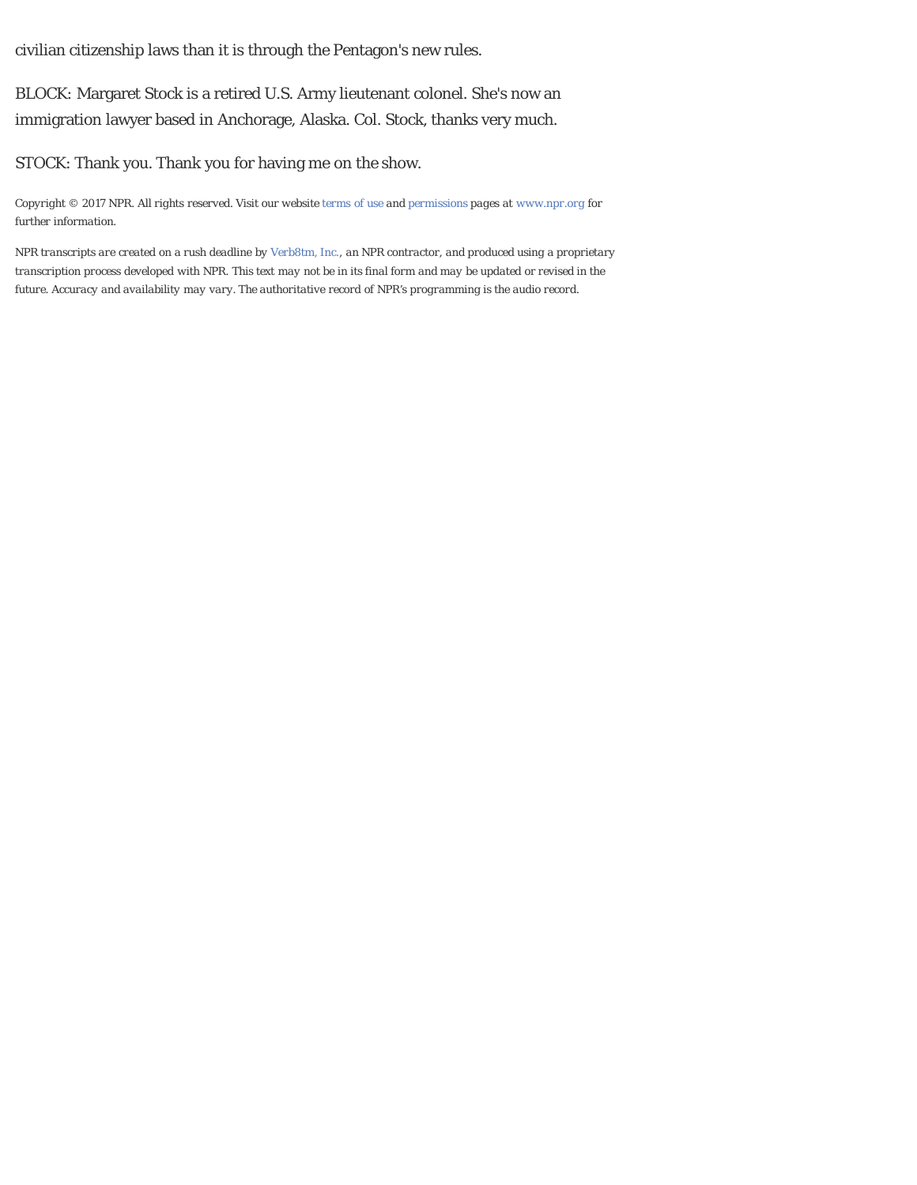civilian citizenship laws than it is through the Pentagon's new rules.

BLOCK: Margaret Stock is a retired U.S. Army lieutenant colonel. She's now an immigration lawyer based in Anchorage, Alaska. Col. Stock, thanks very much.

STOCK: Thank you. Thank you for having me on the show.

*Copyright © 2017 NPR. All rights reserved. Visit our website terms of use and permissions pages at www.npr.org for further information.*

*NPR transcripts are created on a rush deadline by Verb8tm, Inc., an NPR contractor, and produced using a proprietary transcription process developed with NPR. This text may not be in its final form and may be updated or revised in the future. Accuracy and availability may vary. The authoritative record of NPR's programming is the audio record.*